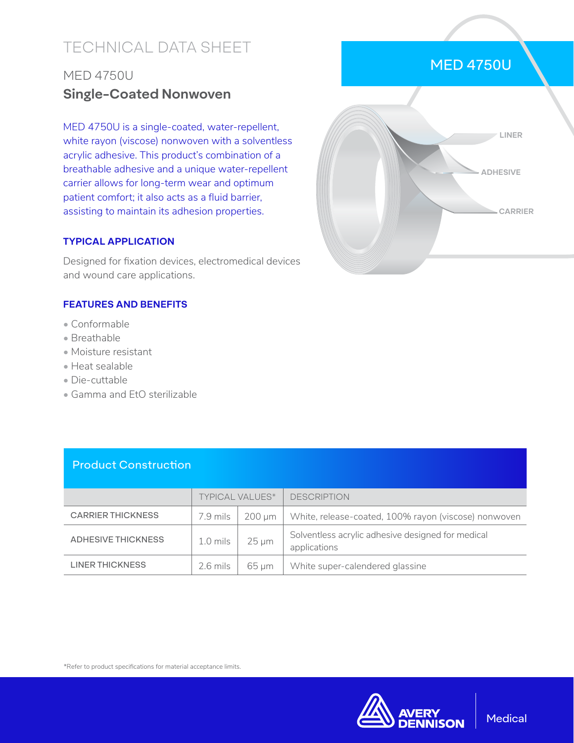# TECHNICAL DATA SHEET

## MED 4750U

## Single-Coated Nonwoven

MED 4750U is a single-coated, water-repellent, white rayon (viscose) nonwoven with a solventless acrylic adhesive. This product's combination of a breathable adhesive and a unique water-repellent carrier allows for long-term wear and optimum patient comfort; it also acts as a fluid barrier, assisting to maintain its adhesion properties.

MED 4750U

LINER

ADHESIVE

CARRIER

### TYPICAL APPLICATION

Designed for fixation devices, electromedical devices and wound care applications.

### FEATURES AND BENEFITS

- Conformable
- Breathable
- Moisture resistant
- Heat sealable
- Die-cuttable
- Gamma and EtO sterilizable

### Product Construction

| | TYPICAL VALUES* | | DESCRIPTION |
|---|---|---|---|
| CARRIER THICKNESS | 7.9 mils | 200 µm | White, release-coated, 100% rayon (viscose) nonwoven |
| ADHESIVE THICKNESS | 1.0 mils | 25 µm | Solventless acrylic adhesive designed for medical applications |
| LINER THICKNESS | 2.6 mils | 65 µm | White super-calendered glassine |

*Refer to product specifications for material acceptance limits.

AVERY DENNISON Medical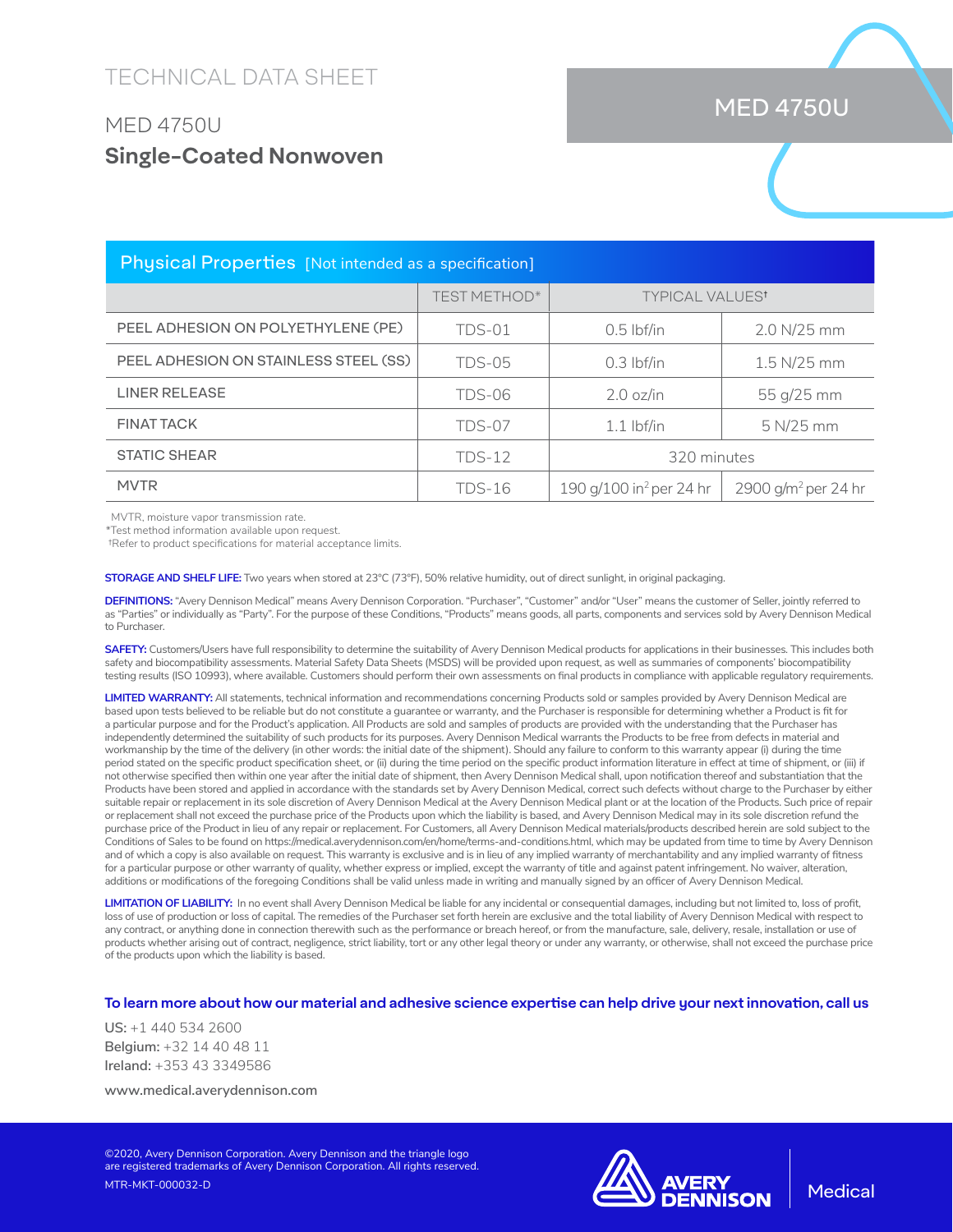# TECHNICAL DATA SHEET

## MED 4750U

## Single-Coated Nonwoven

MED 4750U

### Physical Properties [Not intended as a specification]

| | TEST METHOD* | TYPICAL VALUES† | |
|---|---|---|---|
| PEEL ADHESION ON POLYETHYLENE (PE) | TDS-01 | 0.5 lbf/in | 2.0 N/25 mm |
| PEEL ADHESION ON STAINLESS STEEL (SS) | TDS-05 | 0.3 lbf/in | 1.5 N/25 mm |
| LINER RELEASE | TDS-06 | 2.0 oz/in | 55 g/25 mm |
| FINAT TACK | TDS-07 | 1.1 lbf/in | 5 N/25 mm |
| STATIC SHEAR | TDS-12 | 320 minutes | |
| MVTR | TDS-16 | 190 g/100 $in^2$ per 24 hr | 2900 $g/m^2$ per 24 hr |

MVTR, moisture vapor transmission rate.
*Test method information available upon request.
†Refer to product specifications for material acceptance limits.

**STORAGE AND SHELF LIFE:** Two years when stored at 23°C (73°F), 50% relative humidity, out of direct sunlight, in original packaging.

**DEFINITIONS:** "Avery Dennison Medical" means Avery Dennison Corporation. "Purchaser", "Customer" and/or "User" means the customer of Seller, jointly referred to as "Parties" or individually as "Party". For the purpose of these Conditions, "Products" means goods, all parts, components and services sold by Avery Dennison Medical to Purchaser.

**SAFETY:** Customers/Users have full responsibility to determine the suitability of Avery Dennison Medical products for applications in their businesses. This includes both safety and biocompatibility assessments. Material Safety Data Sheets (MSDS) will be provided upon request, as well as summaries of components' biocompatibility testing results (ISO 10993), where available. Customers should perform their own assessments on final products in compliance with applicable regulatory requirements.

**LIMITED WARRANTY:** All statements, technical information and recommendations concerning Products sold or samples provided by Avery Dennison Medical are based upon tests believed to be reliable but do not constitute a guarantee or warranty, and the Purchaser is responsible for determining whether a Product is fit for a particular purpose and for the Product's application. All Products are sold and samples of products are provided with the understanding that the Purchaser has independently determined the suitability of such products for its purposes. Avery Dennison Medical warrants the Products to be free from defects in material and workmanship by the time of the delivery (in other words: the initial date of the shipment). Should any failure to conform to this warranty appear (i) during the time period stated on the specific product specification sheet, or (ii) during the time period on the specific product information literature in effect at time of shipment, or (iii) if not otherwise specified then within one year after the initial date of shipment, then Avery Dennison Medical shall, upon notification thereof and substantiation that the Products have been stored and applied in accordance with the standards set by Avery Dennison Medical, correct such defects without charge to the Purchaser by either suitable repair or replacement in its sole discretion of Avery Dennison Medical at the Avery Dennison Medical plant or at the location of the Products. Such price of repair or replacement shall not exceed the purchase price of the Products upon which the liability is based, and Avery Dennison Medical may in its sole discretion refund the purchase price of the Product in lieu of any repair or replacement. For Customers, all Avery Dennison Medical materials/products described herein are sold subject to the Conditions of Sales to be found on https://medical.averydennison.com/en/home/terms-and-conditions.html, which may be updated from time to time by Avery Dennison and of which a copy is also available on request. This warranty is exclusive and is in lieu of any implied warranty of merchantability and any implied warranty of fitness for a particular purpose or other warranty of quality, whether express or implied, except the warranty of title and against patent infringement. No waiver, alteration, additions or modifications of the foregoing Conditions shall be valid unless made in writing and manually signed by an officer of Avery Dennison Medical.

**LIMITATION OF LIABILITY:** In no event shall Avery Dennison Medical be liable for any incidental or consequential damages, including but not limited to, loss of profit, loss of use of production or loss of capital. The remedies of the Purchaser set forth herein are exclusive and the total liability of Avery Dennison Medical with respect to any contract, or anything done in connection therewith such as the performance or breach hereof, or from the manufacture, sale, delivery, resale, installation or use of products whether arising out of contract, negligence, strict liability, tort or any other legal theory or under any warranty, or otherwise, shall not exceed the purchase price of the products upon which the liability is based.

**To learn more about how our material and adhesive science expertise can help drive your next innovation, call us**

**US:** +1 440 534 2600
**Belgium:** +32 14 40 48 11
**Ireland:** +353 43 3349586

**www.medical.averydennison.com**

©2020, Avery Dennison Corporation. Avery Dennison and the triangle logo are registered trademarks of Avery Dennison Corporation. All rights reserved.

MTR-MKT-000032-D

AVERY DENNISON Medical